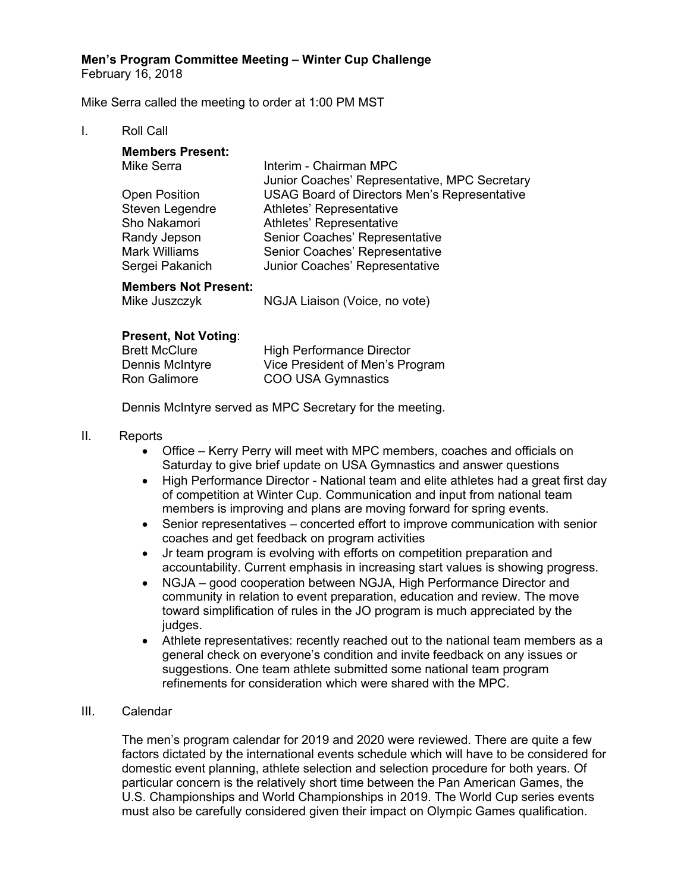**Men's Program Committee Meeting – Winter Cup Challenge**
February 16, 2018

Mike Serra called the meeting to order at 1:00 PM MST

I. Roll Call

**Members Present:**

| | |
|---|---|
| Mike Serra | Interim - Chairman MPC |
| | Junior Coaches' Representative, MPC Secretary |
| Open Position | USAG Board of Directors Men's Representative |
| Steven Legendre | Athletes' Representative |
| Sho Nakamori | Athletes' Representative |
| Randy Jepson | Senior Coaches' Representative |
| Mark Williams | Senior Coaches' Representative |
| Sergei Pakanich | Junior Coaches' Representative |

**Members Not Present:**

| | |
|---|---|
| Mike Juszczyk | NGJA Liaison (Voice, no vote) |

**Present, Not Voting**:

| | |
|---|---|
| Brett McClure | High Performance Director |
| Dennis McIntyre | Vice President of Men's Program |
| Ron Galimore | COO USA Gymnastics |

Dennis McIntyre served as MPC Secretary for the meeting.

II. Reports

- Office – Kerry Perry will meet with MPC members, coaches and officials on Saturday to give brief update on USA Gymnastics and answer questions
- High Performance Director - National team and elite athletes had a great first day of competition at Winter Cup. Communication and input from national team members is improving and plans are moving forward for spring events.
- Senior representatives – concerted effort to improve communication with senior coaches and get feedback on program activities
- Jr team program is evolving with efforts on competition preparation and accountability. Current emphasis in increasing start values is showing progress.
- NGJA – good cooperation between NGJA, High Performance Director and community in relation to event preparation, education and review. The move toward simplification of rules in the JO program is much appreciated by the judges.
- Athlete representatives: recently reached out to the national team members as a general check on everyone's condition and invite feedback on any issues or suggestions. One team athlete submitted some national team program refinements for consideration which were shared with the MPC.

III. Calendar

The men's program calendar for 2019 and 2020 were reviewed. There are quite a few factors dictated by the international events schedule which will have to be considered for domestic event planning, athlete selection and selection procedure for both years. Of particular concern is the relatively short time between the Pan American Games, the U.S. Championships and World Championships in 2019. The World Cup series events must also be carefully considered given their impact on Olympic Games qualification.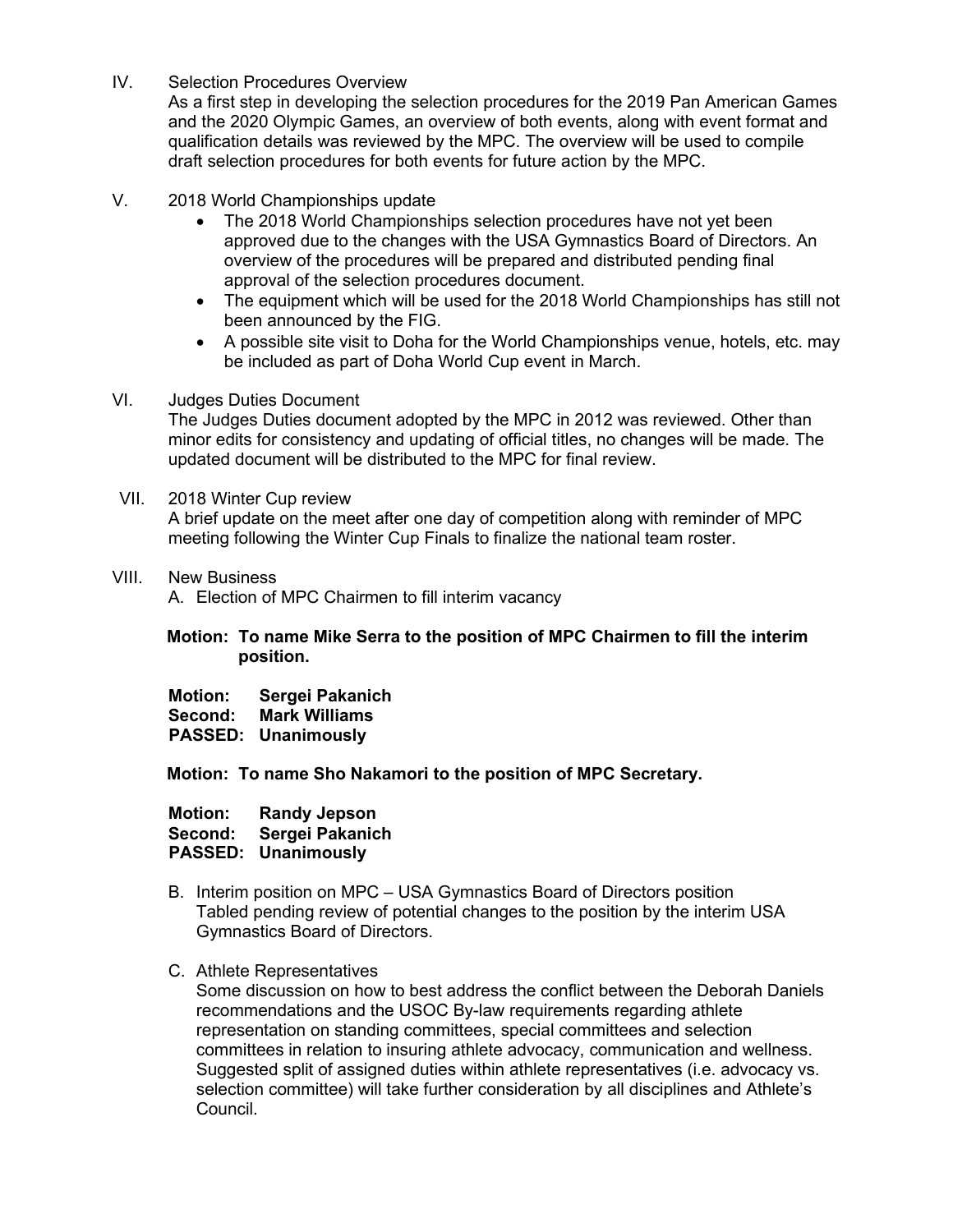IV. Selection Procedures Overview

As a first step in developing the selection procedures for the 2019 Pan American Games and the 2020 Olympic Games, an overview of both events, along with event format and qualification details was reviewed by the MPC. The overview will be used to compile draft selection procedures for both events for future action by the MPC.

V. 2018 World Championships update

- The 2018 World Championships selection procedures have not yet been approved due to the changes with the USA Gymnastics Board of Directors. An overview of the procedures will be prepared and distributed pending final approval of the selection procedures document.
- The equipment which will be used for the 2018 World Championships has still not been announced by the FIG.
- A possible site visit to Doha for the World Championships venue, hotels, etc. may be included as part of Doha World Cup event in March.

VI. Judges Duties Document

The Judges Duties document adopted by the MPC in 2012 was reviewed. Other than minor edits for consistency and updating of official titles, no changes will be made. The updated document will be distributed to the MPC for final review.

VII. 2018 Winter Cup review

A brief update on the meet after one day of competition along with reminder of MPC meeting following the Winter Cup Finals to finalize the national team roster.

VIII. New Business

A. Election of MPC Chairmen to fill interim vacancy

**Motion: To name Mike Serra to the position of MPC Chairmen to fill the interim position.**

**Motion: Sergei Pakanich**
**Second: Mark Williams**
**PASSED: Unanimously**

**Motion: To name Sho Nakamori to the position of MPC Secretary.**

**Motion: Randy Jepson**
**Second: Sergei Pakanich**
**PASSED: Unanimously**

B. Interim position on MPC – USA Gymnastics Board of Directors position

Tabled pending review of potential changes to the position by the interim USA Gymnastics Board of Directors.

C. Athlete Representatives

Some discussion on how to best address the conflict between the Deborah Daniels recommendations and the USOC By-law requirements regarding athlete representation on standing committees, special committees and selection committees in relation to insuring athlete advocacy, communication and wellness. Suggested split of assigned duties within athlete representatives (i.e. advocacy vs. selection committee) will take further consideration by all disciplines and Athlete's Council.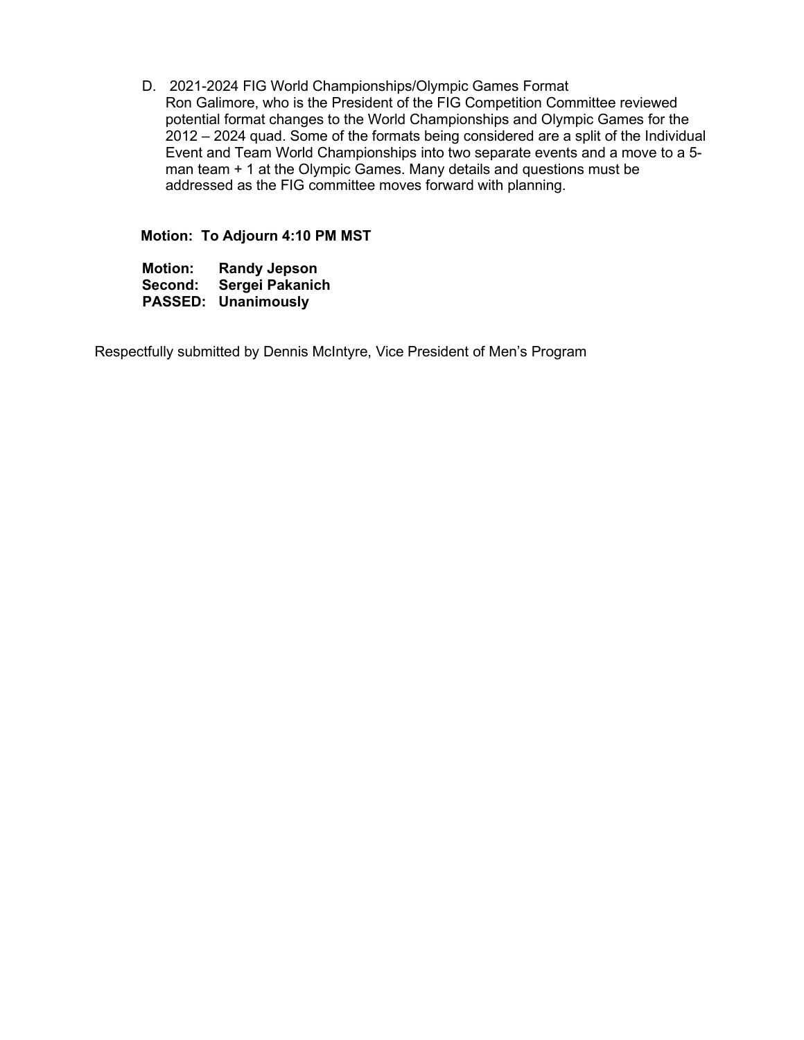D. 2021-2024 FIG World Championships/Olympic Games Format
Ron Galimore, who is the President of the FIG Competition Committee reviewed potential format changes to the World Championships and Olympic Games for the 2012 – 2024 quad. Some of the formats being considered are a split of the Individual Event and Team World Championships into two separate events and a move to a 5-man team + 1 at the Olympic Games. Many details and questions must be addressed as the FIG committee moves forward with planning.

**Motion: To Adjourn 4:10 PM MST**

**Motion: Randy Jepson**
**Second: Sergei Pakanich**
**PASSED: Unanimously**

Respectfully submitted by Dennis McIntyre, Vice President of Men's Program